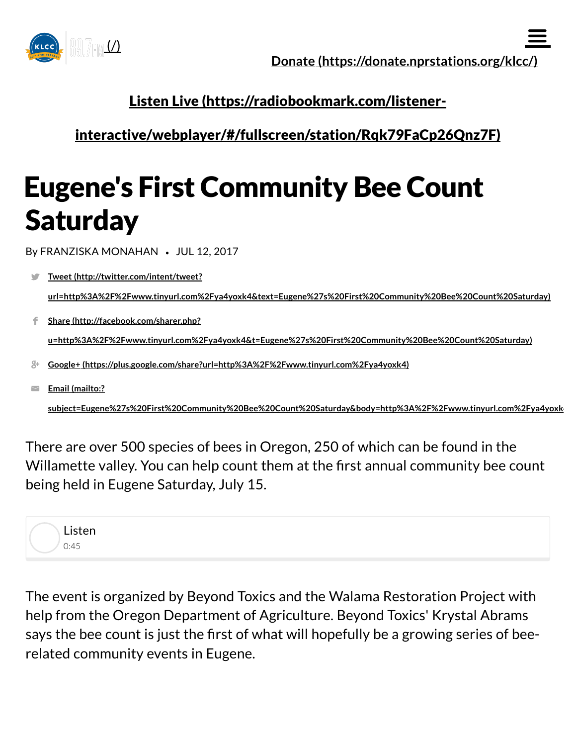[89.7FM (/)](/)

[Donate (https://donate.nprstations.org/klcc/)](https://donate.nprstations.org/klcc/)

[Listen Live (https://radiobookmark.com/listener-interactive/webplayer/#/fullscreen/station/Rqk79FaCp26Qnz7F)](https://radiobookmark.com/listener-interactive/webplayer/#/fullscreen/station/Rqk79FaCp26Qnz7F)

# Eugene's First Community Bee Count Saturday

By FRANZISKA MONAHAN • JUL 12, 2017

- [Tweet (http://twitter.com/intent/tweet?url=http%3A%2F%2Fwww.tinyurl.com%2Fya4yoxk4&text=Eugene%27s%20First%20Community%20Bee%20Count%20Saturday)](http://twitter.com/intent/tweet?url=http%3A%2F%2Fwww.tinyurl.com%2Fya4yoxk4&text=Eugene%27s%20First%20Community%20Bee%20Count%20Saturday)
- [Share (http://facebook.com/sharer.php?u=http%3A%2F%2Fwww.tinyurl.com%2Fya4yoxk4&t=Eugene%27s%20First%20Community%20Bee%20Count%20Saturday)](http://facebook.com/sharer.php?u=http%3A%2F%2Fwww.tinyurl.com%2Fya4yoxk4&t=Eugene%27s%20First%20Community%20Bee%20Count%20Saturday)
- [Google+ (https://plus.google.com/share?url=http%3A%2F%2Fwww.tinyurl.com%2Fya4yoxk4)](https://plus.google.com/share?url=http%3A%2F%2Fwww.tinyurl.com%2Fya4yoxk4)
- [Email (mailto:?subject=Eugene%27s%20First%20Community%20Bee%20Count%20Saturday&body=http%3A%2F%2Fwww.tinyurl.com%2Fya4yoxk4)](mailto:?subject=Eugene%27s%20First%20Community%20Bee%20Count%20Saturday&body=http%3A%2F%2Fwww.tinyurl.com%2Fya4yoxk4)

There are over 500 species of bees in Oregon, 250 of which can be found in the Willamette valley. You can help count them at the first annual community bee count being held in Eugene Saturday, July 15.

Listen
0:45

The event is organized by Beyond Toxics and the Walama Restoration Project with help from the Oregon Department of Agriculture. Beyond Toxics' Krystal Abrams says the bee count is just the first of what will hopefully be a growing series of bee-related community events in Eugene.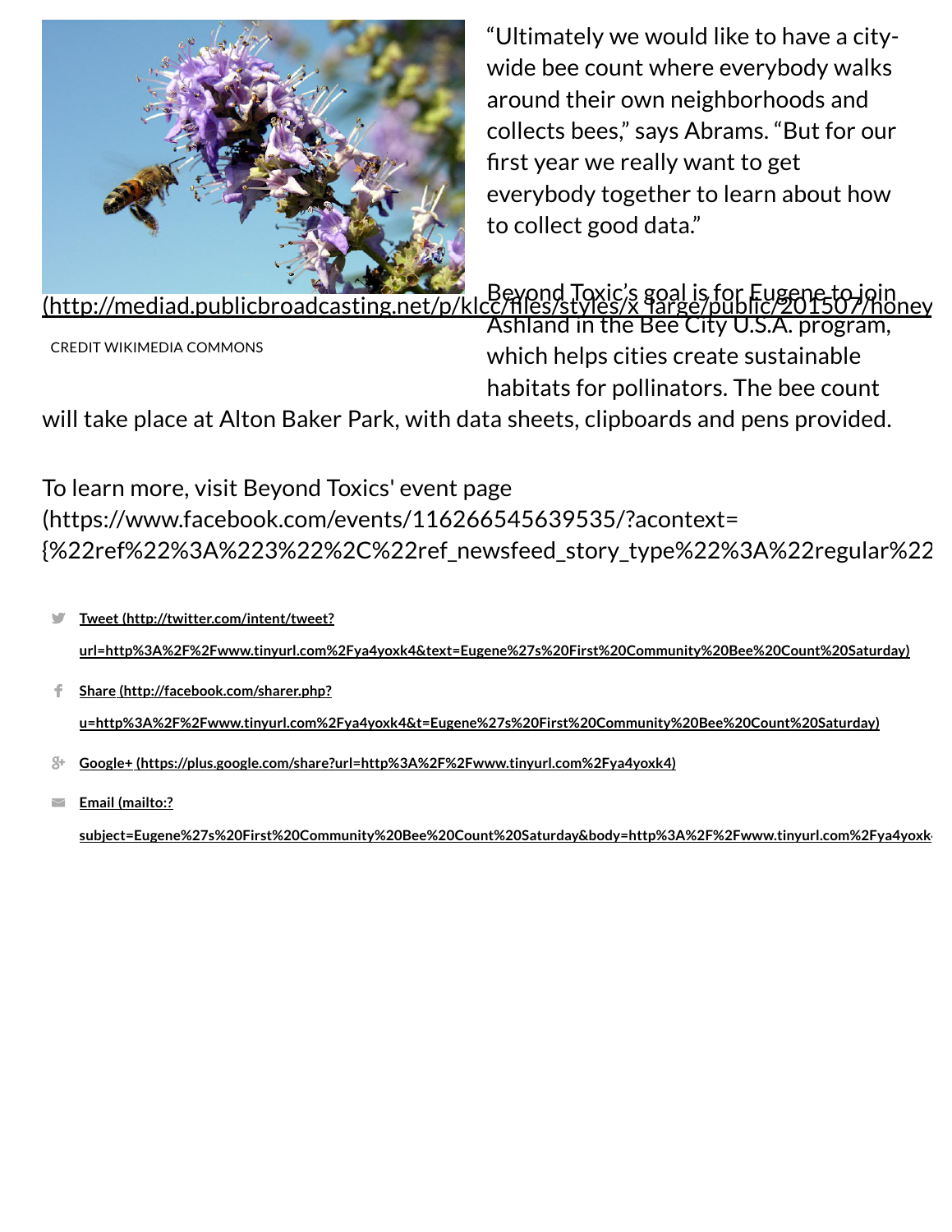(http://mediad.publicbroadcasting.net/p/klcc/files/styles/x_large/public/201507/honey

CREDIT WIKIMEDIA COMMONS

"Ultimately we would like to have a city-wide bee count where everybody walks around their own neighborhoods and collects bees," says Abrams. "But for our first year we really want to get everybody together to learn about how to collect good data."

Beyond Toxic's goal is for Eugene to join Ashland in the Bee City U.S.A. program, which helps cities create sustainable habitats for pollinators. The bee count will take place at Alton Baker Park, with data sheets, clipboards and pens provided.

To learn more, visit Beyond Toxics' event page (https://www.facebook.com/events/116266545639535/?acontext={%22ref%22%3A%223%22%2C%22ref_newsfeed_story_type%22%3A%22regular%22

- **Tweet (http://twitter.com/intent/tweet?url=http%3A%2F%2Fwww.tinyurl.com%2Fya4yoxk4&text=Eugene%27s%20First%20Community%20Bee%20Count%20Saturday)**
- **Share (http://facebook.com/sharer.php?u=http%3A%2F%2Fwww.tinyurl.com%2Fya4yoxk4&t=Eugene%27s%20First%20Community%20Bee%20Count%20Saturday)**
- **Google+ (https://plus.google.com/share?url=http%3A%2F%2Fwww.tinyurl.com%2Fya4yoxk4)**
- **Email (mailto:?subject=Eugene%27s%20First%20Community%20Bee%20Count%20Saturday&body=http%3A%2F%2Fwww.tinyurl.com%2Fya4yoxk4**